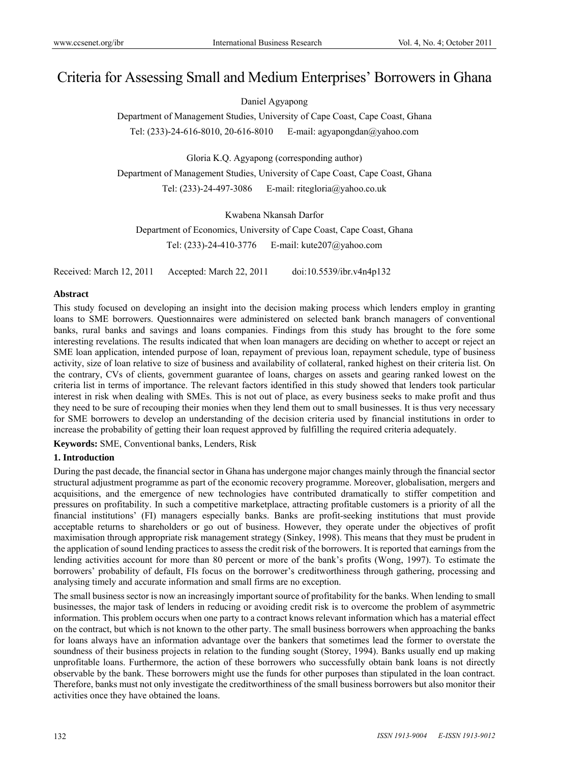# Criteria for Assessing Small and Medium Enterprises' Borrowers in Ghana

Daniel Agyapong

Department of Management Studies, University of Cape Coast, Cape Coast, Ghana

Tel: (233)-24-616-8010, 20-616-8010 E-mail: agyapongdan@yahoo.com

Gloria K.Q. Agyapong (corresponding author)

Department of Management Studies, University of Cape Coast, Cape Coast, Ghana

Tel: (233)-24-497-3086 E-mail: ritegloria@yahoo.co.uk

Kwabena Nkansah Darfor

Department of Economics, University of Cape Coast, Cape Coast, Ghana

Tel: (233)-24-410-3776 E-mail: kute207@yahoo.com

Received: March 12, 2011 Accepted: March 22, 2011 doi:10.5539/ibr.v4n4p132

**Abstract**

This study focused on developing an insight into the decision making process which lenders employ in granting loans to SME borrowers. Questionnaires were administered on selected bank branch managers of conventional banks, rural banks and savings and loans companies. Findings from this study has brought to the fore some interesting revelations. The results indicated that when loan managers are deciding on whether to accept or reject an SME loan application, intended purpose of loan, repayment of previous loan, repayment schedule, type of business activity, size of loan relative to size of business and availability of collateral, ranked highest on their criteria list. On the contrary, CVs of clients, government guarantee of loans, charges on assets and gearing ranked lowest on the criteria list in terms of importance. The relevant factors identified in this study showed that lenders took particular interest in risk when dealing with SMEs. This is not out of place, as every business seeks to make profit and thus they need to be sure of recouping their monies when they lend them out to small businesses. It is thus very necessary for SME borrowers to develop an understanding of the decision criteria used by financial institutions in order to increase the probability of getting their loan request approved by fulfilling the required criteria adequately.

**Keywords:** SME, Conventional banks, Lenders, Risk

## 1. Introduction

During the past decade, the financial sector in Ghana has undergone major changes mainly through the financial sector structural adjustment programme as part of the economic recovery programme. Moreover, globalisation, mergers and acquisitions, and the emergence of new technologies have contributed dramatically to stiffer competition and pressures on profitability. In such a competitive marketplace, attracting profitable customers is a priority of all the financial institutions' (FI) managers especially banks. Banks are profit-seeking institutions that must provide acceptable returns to shareholders or go out of business. However, they operate under the objectives of profit maximisation through appropriate risk management strategy (Sinkey, 1998). This means that they must be prudent in the application of sound lending practices to assess the credit risk of the borrowers. It is reported that earnings from the lending activities account for more than 80 percent or more of the bank's profits (Wong, 1997). To estimate the borrowers' probability of default, FIs focus on the borrower's creditworthiness through gathering, processing and analysing timely and accurate information and small firms are no exception.

The small business sector is now an increasingly important source of profitability for the banks. When lending to small businesses, the major task of lenders in reducing or avoiding credit risk is to overcome the problem of asymmetric information. This problem occurs when one party to a contract knows relevant information which has a material effect on the contract, but which is not known to the other party. The small business borrowers when approaching the banks for loans always have an information advantage over the bankers that sometimes lead the former to overstate the soundness of their business projects in relation to the funding sought (Storey, 1994). Banks usually end up making unprofitable loans. Furthermore, the action of these borrowers who successfully obtain bank loans is not directly observable by the bank. These borrowers might use the funds for other purposes than stipulated in the loan contract. Therefore, banks must not only investigate the creditworthiness of the small business borrowers but also monitor their activities once they have obtained the loans.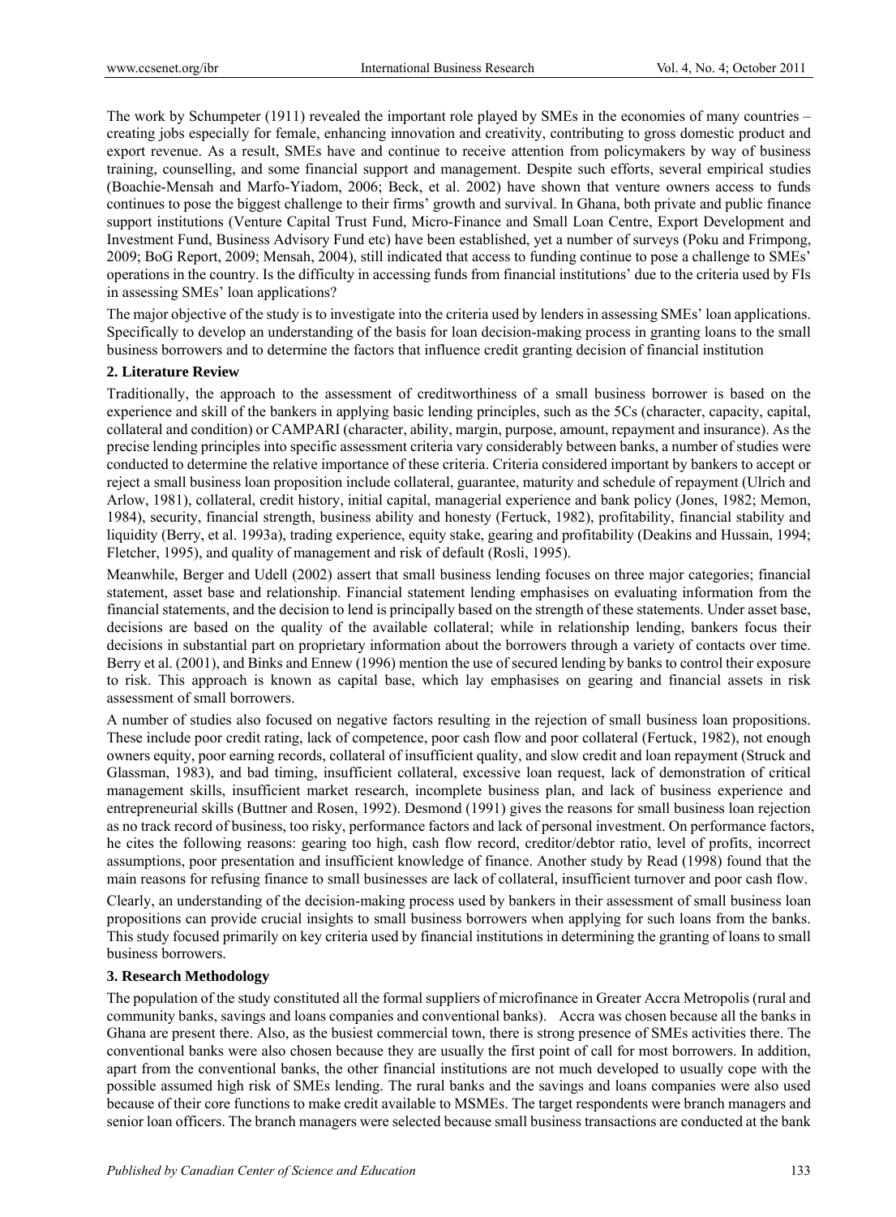The work by Schumpeter (1911) revealed the important role played by SMEs in the economies of many countries – creating jobs especially for female, enhancing innovation and creativity, contributing to gross domestic product and export revenue. As a result, SMEs have and continue to receive attention from policymakers by way of business training, counselling, and some financial support and management. Despite such efforts, several empirical studies (Boachie-Mensah and Marfo-Yiadom, 2006; Beck, et al. 2002) have shown that venture owners access to funds continues to pose the biggest challenge to their firms' growth and survival. In Ghana, both private and public finance support institutions (Venture Capital Trust Fund, Micro-Finance and Small Loan Centre, Export Development and Investment Fund, Business Advisory Fund etc) have been established, yet a number of surveys (Poku and Frimpong, 2009; BoG Report, 2009; Mensah, 2004), still indicated that access to funding continue to pose a challenge to SMEs' operations in the country. Is the difficulty in accessing funds from financial institutions' due to the criteria used by FIs in assessing SMEs' loan applications?

The major objective of the study is to investigate into the criteria used by lenders in assessing SMEs' loan applications. Specifically to develop an understanding of the basis for loan decision-making process in granting loans to the small business borrowers and to determine the factors that influence credit granting decision of financial institution

## 2. Literature Review

Traditionally, the approach to the assessment of creditworthiness of a small business borrower is based on the experience and skill of the bankers in applying basic lending principles, such as the 5Cs (character, capacity, capital, collateral and condition) or CAMPARI (character, ability, margin, purpose, amount, repayment and insurance). As the precise lending principles into specific assessment criteria vary considerably between banks, a number of studies were conducted to determine the relative importance of these criteria. Criteria considered important by bankers to accept or reject a small business loan proposition include collateral, guarantee, maturity and schedule of repayment (Ulrich and Arlow, 1981), collateral, credit history, initial capital, managerial experience and bank policy (Jones, 1982; Memon, 1984), security, financial strength, business ability and honesty (Fertuck, 1982), profitability, financial stability and liquidity (Berry, et al. 1993a), trading experience, equity stake, gearing and profitability (Deakins and Hussain, 1994; Fletcher, 1995), and quality of management and risk of default (Rosli, 1995).

Meanwhile, Berger and Udell (2002) assert that small business lending focuses on three major categories; financial statement, asset base and relationship. Financial statement lending emphasises on evaluating information from the financial statements, and the decision to lend is principally based on the strength of these statements. Under asset base, decisions are based on the quality of the available collateral; while in relationship lending, bankers focus their decisions in substantial part on proprietary information about the borrowers through a variety of contacts over time. Berry et al. (2001), and Binks and Ennew (1996) mention the use of secured lending by banks to control their exposure to risk. This approach is known as capital base, which lay emphasises on gearing and financial assets in risk assessment of small borrowers.

A number of studies also focused on negative factors resulting in the rejection of small business loan propositions. These include poor credit rating, lack of competence, poor cash flow and poor collateral (Fertuck, 1982), not enough owners equity, poor earning records, collateral of insufficient quality, and slow credit and loan repayment (Struck and Glassman, 1983), and bad timing, insufficient collateral, excessive loan request, lack of demonstration of critical management skills, insufficient market research, incomplete business plan, and lack of business experience and entrepreneurial skills (Buttner and Rosen, 1992). Desmond (1991) gives the reasons for small business loan rejection as no track record of business, too risky, performance factors and lack of personal investment. On performance factors, he cites the following reasons: gearing too high, cash flow record, creditor/debtor ratio, level of profits, incorrect assumptions, poor presentation and insufficient knowledge of finance. Another study by Read (1998) found that the main reasons for refusing finance to small businesses are lack of collateral, insufficient turnover and poor cash flow.

Clearly, an understanding of the decision-making process used by bankers in their assessment of small business loan propositions can provide crucial insights to small business borrowers when applying for such loans from the banks. This study focused primarily on key criteria used by financial institutions in determining the granting of loans to small business borrowers.

## 3. Research Methodology

The population of the study constituted all the formal suppliers of microfinance in Greater Accra Metropolis (rural and community banks, savings and loans companies and conventional banks). Accra was chosen because all the banks in Ghana are present there. Also, as the busiest commercial town, there is strong presence of SMEs activities there. The conventional banks were also chosen because they are usually the first point of call for most borrowers. In addition, apart from the conventional banks, the other financial institutions are not much developed to usually cope with the possible assumed high risk of SMEs lending. The rural banks and the savings and loans companies were also used because of their core functions to make credit available to MSMEs. The target respondents were branch managers and senior loan officers. The branch managers were selected because small business transactions are conducted at the bank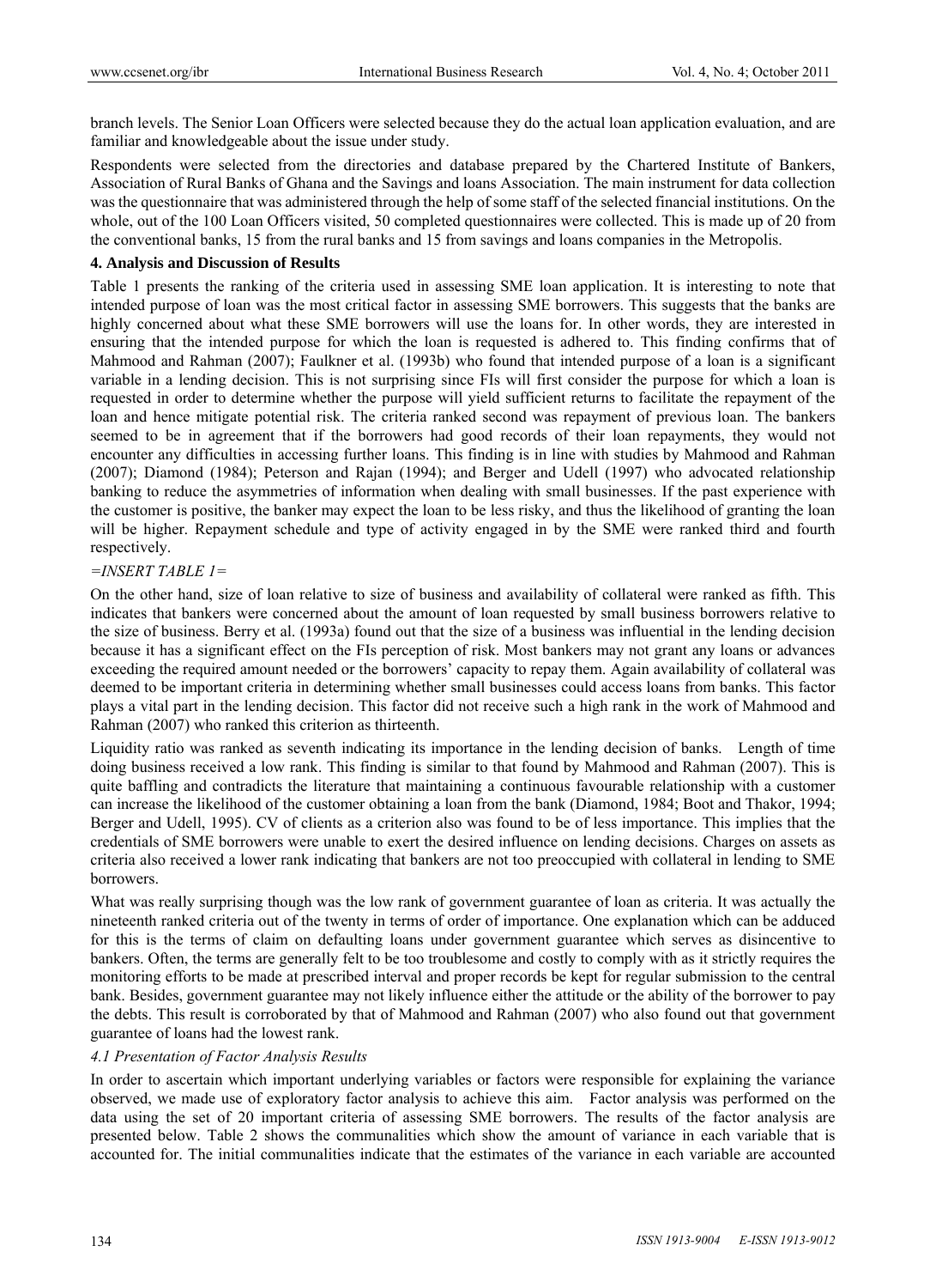branch levels. The Senior Loan Officers were selected because they do the actual loan application evaluation, and are familiar and knowledgeable about the issue under study.

Respondents were selected from the directories and database prepared by the Chartered Institute of Bankers, Association of Rural Banks of Ghana and the Savings and loans Association. The main instrument for data collection was the questionnaire that was administered through the help of some staff of the selected financial institutions. On the whole, out of the 100 Loan Officers visited, 50 completed questionnaires were collected. This is made up of 20 from the conventional banks, 15 from the rural banks and 15 from savings and loans companies in the Metropolis.

## 4. Analysis and Discussion of Results

Table 1 presents the ranking of the criteria used in assessing SME loan application. It is interesting to note that intended purpose of loan was the most critical factor in assessing SME borrowers. This suggests that the banks are highly concerned about what these SME borrowers will use the loans for. In other words, they are interested in ensuring that the intended purpose for which the loan is requested is adhered to. This finding confirms that of Mahmood and Rahman (2007); Faulkner et al. (1993b) who found that intended purpose of a loan is a significant variable in a lending decision. This is not surprising since FIs will first consider the purpose for which a loan is requested in order to determine whether the purpose will yield sufficient returns to facilitate the repayment of the loan and hence mitigate potential risk. The criteria ranked second was repayment of previous loan. The bankers seemed to be in agreement that if the borrowers had good records of their loan repayments, they would not encounter any difficulties in accessing further loans. This finding is in line with studies by Mahmood and Rahman (2007); Diamond (1984); Peterson and Rajan (1994); and Berger and Udell (1997) who advocated relationship banking to reduce the asymmetries of information when dealing with small businesses. If the past experience with the customer is positive, the banker may expect the loan to be less risky, and thus the likelihood of granting the loan will be higher. Repayment schedule and type of activity engaged in by the SME were ranked third and fourth respectively.

*=INSERT TABLE 1=*

On the other hand, size of loan relative to size of business and availability of collateral were ranked as fifth. This indicates that bankers were concerned about the amount of loan requested by small business borrowers relative to the size of business. Berry et al. (1993a) found out that the size of a business was influential in the lending decision because it has a significant effect on the FIs perception of risk. Most bankers may not grant any loans or advances exceeding the required amount needed or the borrowers' capacity to repay them. Again availability of collateral was deemed to be important criteria in determining whether small businesses could access loans from banks. This factor plays a vital part in the lending decision. This factor did not receive such a high rank in the work of Mahmood and Rahman (2007) who ranked this criterion as thirteenth.

Liquidity ratio was ranked as seventh indicating its importance in the lending decision of banks. Length of time doing business received a low rank. This finding is similar to that found by Mahmood and Rahman (2007). This is quite baffling and contradicts the literature that maintaining a continuous favourable relationship with a customer can increase the likelihood of the customer obtaining a loan from the bank (Diamond, 1984; Boot and Thakor, 1994; Berger and Udell, 1995). CV of clients as a criterion also was found to be of less importance. This implies that the credentials of SME borrowers were unable to exert the desired influence on lending decisions. Charges on assets as criteria also received a lower rank indicating that bankers are not too preoccupied with collateral in lending to SME borrowers.

What was really surprising though was the low rank of government guarantee of loan as criteria. It was actually the nineteenth ranked criteria out of the twenty in terms of order of importance. One explanation which can be adduced for this is the terms of claim on defaulting loans under government guarantee which serves as disincentive to bankers. Often, the terms are generally felt to be too troublesome and costly to comply with as it strictly requires the monitoring efforts to be made at prescribed interval and proper records be kept for regular submission to the central bank. Besides, government guarantee may not likely influence either the attitude or the ability of the borrower to pay the debts. This result is corroborated by that of Mahmood and Rahman (2007) who also found out that government guarantee of loans had the lowest rank.

### *4.1 Presentation of Factor Analysis Results*

In order to ascertain which important underlying variables or factors were responsible for explaining the variance observed, we made use of exploratory factor analysis to achieve this aim. Factor analysis was performed on the data using the set of 20 important criteria of assessing SME borrowers. The results of the factor analysis are presented below. Table 2 shows the communalities which show the amount of variance in each variable that is accounted for. The initial communalities indicate that the estimates of the variance in each variable are accounted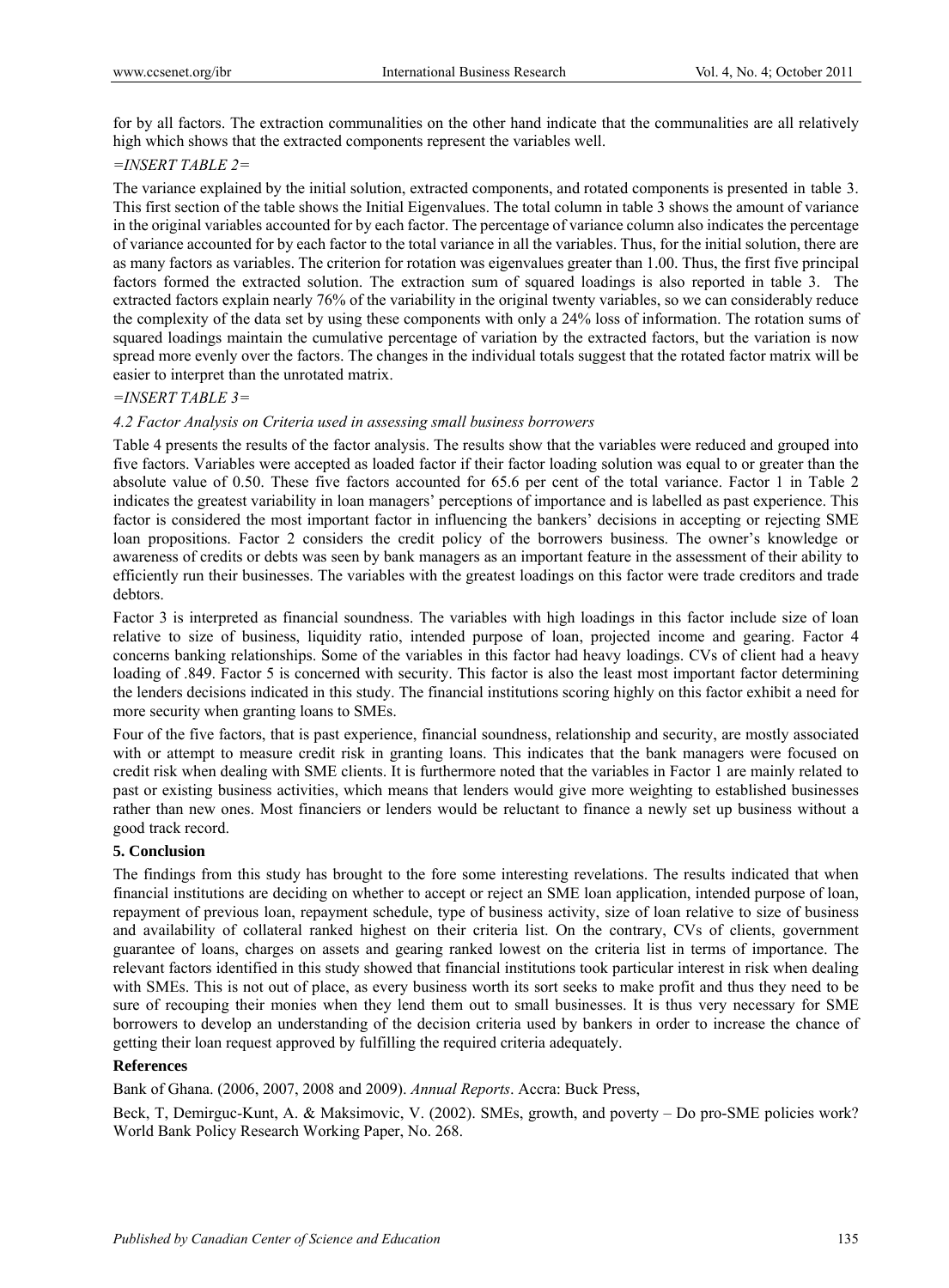for by all factors. The extraction communalities on the other hand indicate that the communalities are all relatively high which shows that the extracted components represent the variables well.

*=INSERT TABLE 2=*

The variance explained by the initial solution, extracted components, and rotated components is presented in table 3. This first section of the table shows the Initial Eigenvalues. The total column in table 3 shows the amount of variance in the original variables accounted for by each factor. The percentage of variance column also indicates the percentage of variance accounted for by each factor to the total variance in all the variables. Thus, for the initial solution, there are as many factors as variables. The criterion for rotation was eigenvalues greater than 1.00. Thus, the first five principal factors formed the extracted solution. The extraction sum of squared loadings is also reported in table 3. The extracted factors explain nearly 76% of the variability in the original twenty variables, so we can considerably reduce the complexity of the data set by using these components with only a 24% loss of information. The rotation sums of squared loadings maintain the cumulative percentage of variation by the extracted factors, but the variation is now spread more evenly over the factors. The changes in the individual totals suggest that the rotated factor matrix will be easier to interpret than the unrotated matrix.

*=INSERT TABLE 3=*

### *4.2 Factor Analysis on Criteria used in assessing small business borrowers*

Table 4 presents the results of the factor analysis. The results show that the variables were reduced and grouped into five factors. Variables were accepted as loaded factor if their factor loading solution was equal to or greater than the absolute value of 0.50. These five factors accounted for 65.6 per cent of the total variance. Factor 1 in Table 2 indicates the greatest variability in loan managers' perceptions of importance and is labelled as past experience. This factor is considered the most important factor in influencing the bankers' decisions in accepting or rejecting SME loan propositions. Factor 2 considers the credit policy of the borrowers business. The owner's knowledge or awareness of credits or debts was seen by bank managers as an important feature in the assessment of their ability to efficiently run their businesses. The variables with the greatest loadings on this factor were trade creditors and trade debtors.

Factor 3 is interpreted as financial soundness. The variables with high loadings in this factor include size of loan relative to size of business, liquidity ratio, intended purpose of loan, projected income and gearing. Factor 4 concerns banking relationships. Some of the variables in this factor had heavy loadings. CVs of client had a heavy loading of .849. Factor 5 is concerned with security. This factor is also the least most important factor determining the lenders decisions indicated in this study. The financial institutions scoring highly on this factor exhibit a need for more security when granting loans to SMEs.

Four of the five factors, that is past experience, financial soundness, relationship and security, are mostly associated with or attempt to measure credit risk in granting loans. This indicates that the bank managers were focused on credit risk when dealing with SME clients. It is furthermore noted that the variables in Factor 1 are mainly related to past or existing business activities, which means that lenders would give more weighting to established businesses rather than new ones. Most financiers or lenders would be reluctant to finance a newly set up business without a good track record.

## **5. Conclusion**

The findings from this study has brought to the fore some interesting revelations. The results indicated that when financial institutions are deciding on whether to accept or reject an SME loan application, intended purpose of loan, repayment of previous loan, repayment schedule, type of business activity, size of loan relative to size of business and availability of collateral ranked highest on their criteria list. On the contrary, CVs of clients, government guarantee of loans, charges on assets and gearing ranked lowest on the criteria list in terms of importance. The relevant factors identified in this study showed that financial institutions took particular interest in risk when dealing with SMEs. This is not out of place, as every business worth its sort seeks to make profit and thus they need to be sure of recouping their monies when they lend them out to small businesses. It is thus very necessary for SME borrowers to develop an understanding of the decision criteria used by bankers in order to increase the chance of getting their loan request approved by fulfilling the required criteria adequately.

## **References**

Bank of Ghana. (2006, 2007, 2008 and 2009). *Annual Reports*. Accra: Buck Press,

Beck, T, Demirguc-Kunt, A. & Maksimovic, V. (2002). SMEs, growth, and poverty – Do pro-SME policies work? World Bank Policy Research Working Paper, No. 268.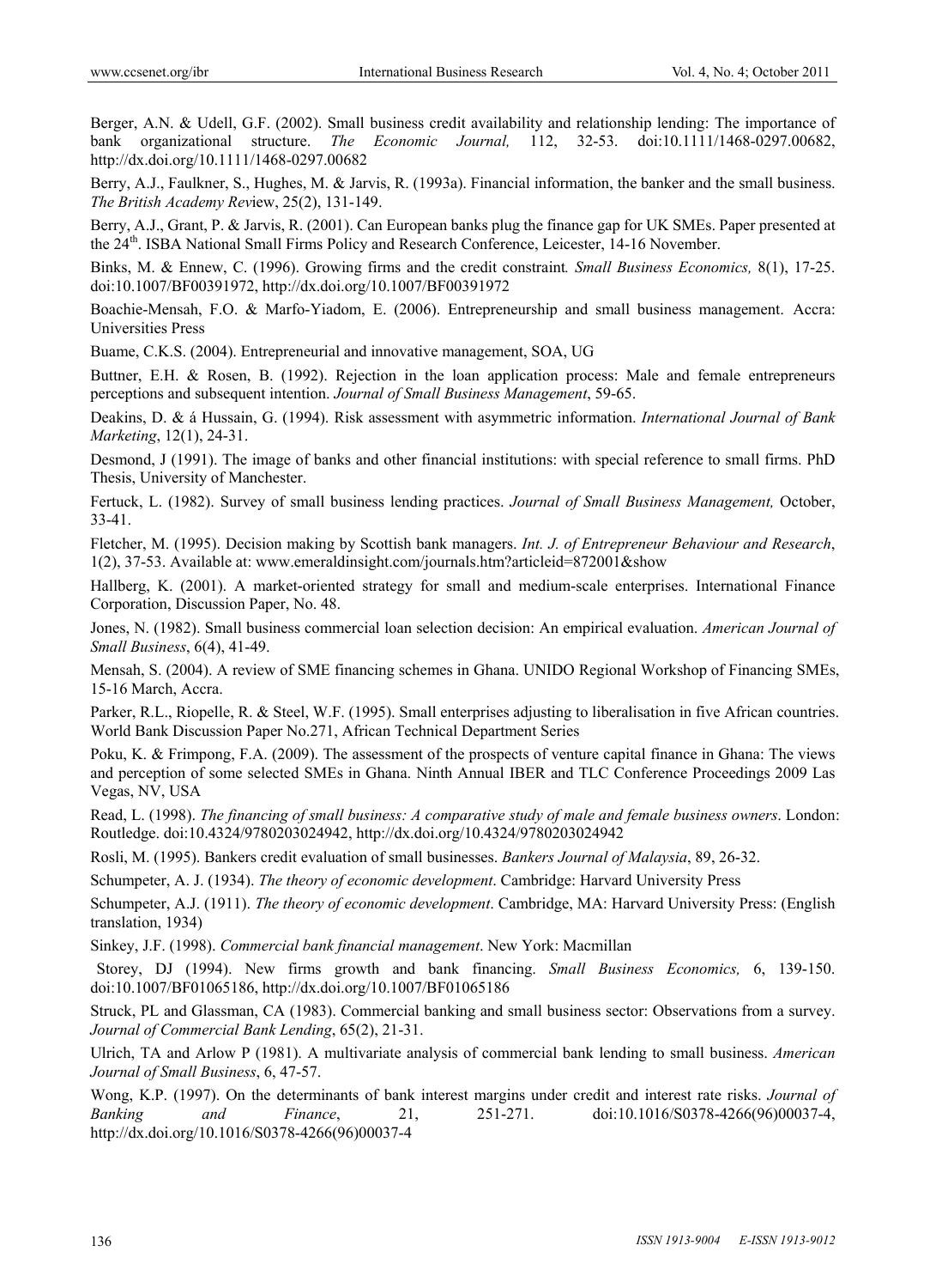Berger, A.N. & Udell, G.F. (2002). Small business credit availability and relationship lending: The importance of bank organizational structure. *The Economic Journal,* 112, 32-53. doi:10.1111/1468-0297.00682, http://dx.doi.org/10.1111/1468-0297.00682

Berry, A.J., Faulkner, S., Hughes, M. & Jarvis, R. (1993a). Financial information, the banker and the small business. *The British Academy Rev*iew, 25(2), 131-149.

Berry, A.J., Grant, P. & Jarvis, R. (2001). Can European banks plug the finance gap for UK SMEs. Paper presented at the 24th. ISBA National Small Firms Policy and Research Conference, Leicester, 14-16 November.

Binks, M. & Ennew, C. (1996). Growing firms and the credit constraint*. Small Business Economics,* 8(1), 17-25. doi:10.1007/BF00391972, http://dx.doi.org/10.1007/BF00391972

Boachie-Mensah, F.O. & Marfo-Yiadom, E. (2006). Entrepreneurship and small business management. Accra: Universities Press

Buame, C.K.S. (2004). Entrepreneurial and innovative management, SOA, UG

Buttner, E.H. & Rosen, B. (1992). Rejection in the loan application process: Male and female entrepreneurs perceptions and subsequent intention. *Journal of Small Business Management*, 59-65.

Deakins, D. & á Hussain, G. (1994). Risk assessment with asymmetric information. *International Journal of Bank Marketing*, 12(1), 24-31.

Desmond, J (1991). The image of banks and other financial institutions: with special reference to small firms. PhD Thesis, University of Manchester.

Fertuck, L. (1982). Survey of small business lending practices. *Journal of Small Business Management,* October, 33-41.

Fletcher, M. (1995). Decision making by Scottish bank managers. *Int. J. of Entrepreneur Behaviour and Research*, 1(2), 37-53. Available at: www.emeraldinsight.com/journals.htm?articleid=872001&show

Hallberg, K. (2001). A market-oriented strategy for small and medium-scale enterprises. International Finance Corporation, Discussion Paper, No. 48.

Jones, N. (1982). Small business commercial loan selection decision: An empirical evaluation. *American Journal of Small Business*, 6(4), 41-49.

Mensah, S. (2004). A review of SME financing schemes in Ghana. UNIDO Regional Workshop of Financing SMEs, 15-16 March, Accra.

Parker, R.L., Riopelle, R. & Steel, W.F. (1995). Small enterprises adjusting to liberalisation in five African countries. World Bank Discussion Paper No.271, African Technical Department Series

Poku, K. & Frimpong, F.A. (2009). The assessment of the prospects of venture capital finance in Ghana: The views and perception of some selected SMEs in Ghana. Ninth Annual IBER and TLC Conference Proceedings 2009 Las Vegas, NV, USA

Read, L. (1998). *The financing of small business: A comparative study of male and female business owners*. London: Routledge. doi:10.4324/9780203024942, http://dx.doi.org/10.4324/9780203024942

Rosli, M. (1995). Bankers credit evaluation of small businesses. *Bankers Journal of Malaysia*, 89, 26-32.

Schumpeter, A. J. (1934). *The theory of economic development*. Cambridge: Harvard University Press

Schumpeter, A.J. (1911). *The theory of economic development*. Cambridge, MA: Harvard University Press: (English translation, 1934)

Sinkey, J.F. (1998). *Commercial bank financial management*. New York: Macmillan

Storey, DJ (1994). New firms growth and bank financing. *Small Business Economics,* 6, 139-150. doi:10.1007/BF01065186, http://dx.doi.org/10.1007/BF01065186

Struck, PL and Glassman, CA (1983). Commercial banking and small business sector: Observations from a survey. *Journal of Commercial Bank Lending*, 65(2), 21-31.

Ulrich, TA and Arlow P (1981). A multivariate analysis of commercial bank lending to small business. *American Journal of Small Business*, 6, 47-57.

Wong, K.P. (1997). On the determinants of bank interest margins under credit and interest rate risks. *Journal of Banking and Finance*, 21, 251-271. doi:10.1016/S0378-4266(96)00037-4, http://dx.doi.org/10.1016/S0378-4266(96)00037-4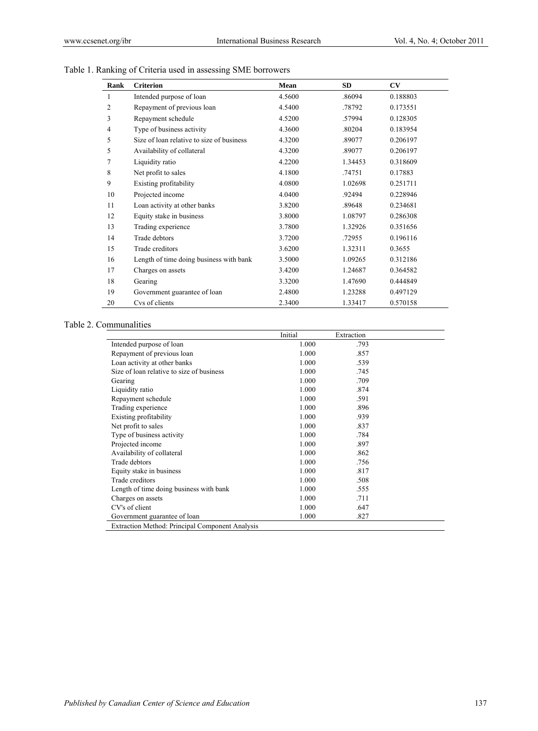Table 1. Ranking of Criteria used in assessing SME borrowers

| Rank | Criterion | Mean | SD | CV |
|---|---|---|---|---|
| 1 | Intended purpose of loan | 4.5600 | .86094 | 0.188803 |
| 2 | Repayment of previous loan | 4.5400 | .78792 | 0.173551 |
| 3 | Repayment schedule | 4.5200 | .57994 | 0.128305 |
| 4 | Type of business activity | 4.3600 | .80204 | 0.183954 |
| 5 | Size of loan relative to size of business | 4.3200 | .89077 | 0.206197 |
| 5 | Availability of collateral | 4.3200 | .89077 | 0.206197 |
| 7 | Liquidity ratio | 4.2200 | 1.34453 | 0.318609 |
| 8 | Net profit to sales | 4.1800 | .74751 | 0.17883 |
| 9 | Existing profitability | 4.0800 | 1.02698 | 0.251711 |
| 10 | Projected income | 4.0400 | .92494 | 0.228946 |
| 11 | Loan activity at other banks | 3.8200 | .89648 | 0.234681 |
| 12 | Equity stake in business | 3.8000 | 1.08797 | 0.286308 |
| 13 | Trading experience | 3.7800 | 1.32926 | 0.351656 |
| 14 | Trade debtors | 3.7200 | .72955 | 0.196116 |
| 15 | Trade creditors | 3.6200 | 1.32311 | 0.3655 |
| 16 | Length of time doing business with bank | 3.5000 | 1.09265 | 0.312186 |
| 17 | Charges on assets | 3.4200 | 1.24687 | 0.364582 |
| 18 | Gearing | 3.3200 | 1.47690 | 0.444849 |
| 19 | Government guarantee of loan | 2.4800 | 1.23288 | 0.497129 |
| 20 | Cvs of clients | 2.3400 | 1.33417 | 0.570158 |

Table 2. Communalities

| | Initial | Extraction |
|---|---|---|
| Intended purpose of loan | 1.000 | .793 |
| Repayment of previous loan | 1.000 | .857 |
| Loan activity at other banks | 1.000 | .539 |
| Size of loan relative to size of business | 1.000 | .745 |
| Gearing | 1.000 | .709 |
| Liquidity ratio | 1.000 | .874 |
| Repayment schedule | 1.000 | .591 |
| Trading experience | 1.000 | .896 |
| Existing profitability | 1.000 | .939 |
| Net profit to sales | 1.000 | .837 |
| Type of business activity | 1.000 | .784 |
| Projected income | 1.000 | .897 |
| Availability of collateral | 1.000 | .862 |
| Trade debtors | 1.000 | .756 |
| Equity stake in business | 1.000 | .817 |
| Trade creditors | 1.000 | .508 |
| Length of time doing business with bank | 1.000 | .555 |
| Charges on assets | 1.000 | .711 |
| CV's of client | 1.000 | .647 |
| Government guarantee of loan | 1.000 | .827 |

Extraction Method: Principal Component Analysis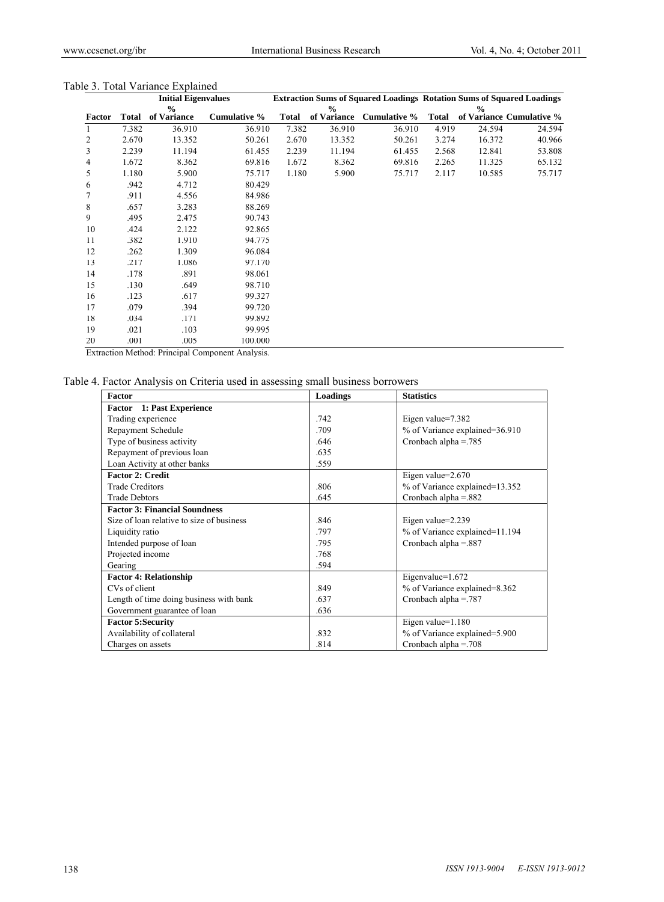Table 3. Total Variance Explained

| | Initial Eigenvalues | | | Extraction Sums of Squared Loadings | | | Rotation Sums of Squared Loadings | | |
|---|---|---|---|---|---|---|---|---|---|
| Factor | Total | % of Variance | Cumulative % | Total | % of Variance | Cumulative % | Total | % of Variance | Cumulative % |
| 1 | 7.382 | 36.910 | 36.910 | 7.382 | 36.910 | 36.910 | 4.919 | 24.594 | 24.594 |
| 2 | 2.670 | 13.352 | 50.261 | 2.670 | 13.352 | 50.261 | 3.274 | 16.372 | 40.966 |
| 3 | 2.239 | 11.194 | 61.455 | 2.239 | 11.194 | 61.455 | 2.568 | 12.841 | 53.808 |
| 4 | 1.672 | 8.362 | 69.816 | 1.672 | 8.362 | 69.816 | 2.265 | 11.325 | 65.132 |
| 5 | 1.180 | 5.900 | 75.717 | 1.180 | 5.900 | 75.717 | 2.117 | 10.585 | 75.717 |
| 6 | .942 | 4.712 | 80.429 | | | | | | |
| 7 | .911 | 4.556 | 84.986 | | | | | | |
| 8 | .657 | 3.283 | 88.269 | | | | | | |
| 9 | .495 | 2.475 | 90.743 | | | | | | |
| 10 | .424 | 2.122 | 92.865 | | | | | | |
| 11 | .382 | 1.910 | 94.775 | | | | | | |
| 12 | .262 | 1.309 | 96.084 | | | | | | |
| 13 | .217 | 1.086 | 97.170 | | | | | | |
| 14 | .178 | .891 | 98.061 | | | | | | |
| 15 | .130 | .649 | 98.710 | | | | | | |
| 16 | .123 | .617 | 99.327 | | | | | | |
| 17 | .079 | .394 | 99.720 | | | | | | |
| 18 | .034 | .171 | 99.892 | | | | | | |
| 19 | .021 | .103 | 99.995 | | | | | | |
| 20 | .001 | .005 | 100.000 | | | | | | |

Extraction Method: Principal Component Analysis.

Table 4. Factor Analysis on Criteria used in assessing small business borrowers

| Factor | Loadings | Statistics |
|---|---|---|
| **Factor 1: Past Experience** | | |
| Trading experience | .742 | Eigen value=7.382 |
| Repayment Schedule | .709 | % of Variance explained=36.910 |
| Type of business activity | .646 | Cronbach alpha =.785 |
| Repayment of previous loan | .635 | |
| Loan Activity at other banks | .559 | |
| **Factor 2: Credit** | | Eigen value=2.670 |
| Trade Creditors | .806 | % of Variance explained=13.352 |
| Trade Debtors | .645 | Cronbach alpha =.882 |
| **Factor 3: Financial Soundness** | | |
| Size of loan relative to size of business | .846 | Eigen value=2.239 |
| Liquidity ratio | .797 | % of Variance explained=11.194 |
| Intended purpose of loan | .795 | Cronbach alpha =.887 |
| Projected income | .768 | |
| Gearing | .594 | |
| **Factor 4: Relationship** | | Eigenvalue=1.672 |
| CVs of client | .849 | % of Variance explained=8.362 |
| Length of time doing business with bank | .637 | Cronbach alpha =.787 |
| Government guarantee of loan | .636 | |
| **Factor 5:Security** | | Eigen value=1.180 |
| Availability of collateral | .832 | % of Variance explained=5.900 |
| Charges on assets | .814 | Cronbach alpha =.708 |